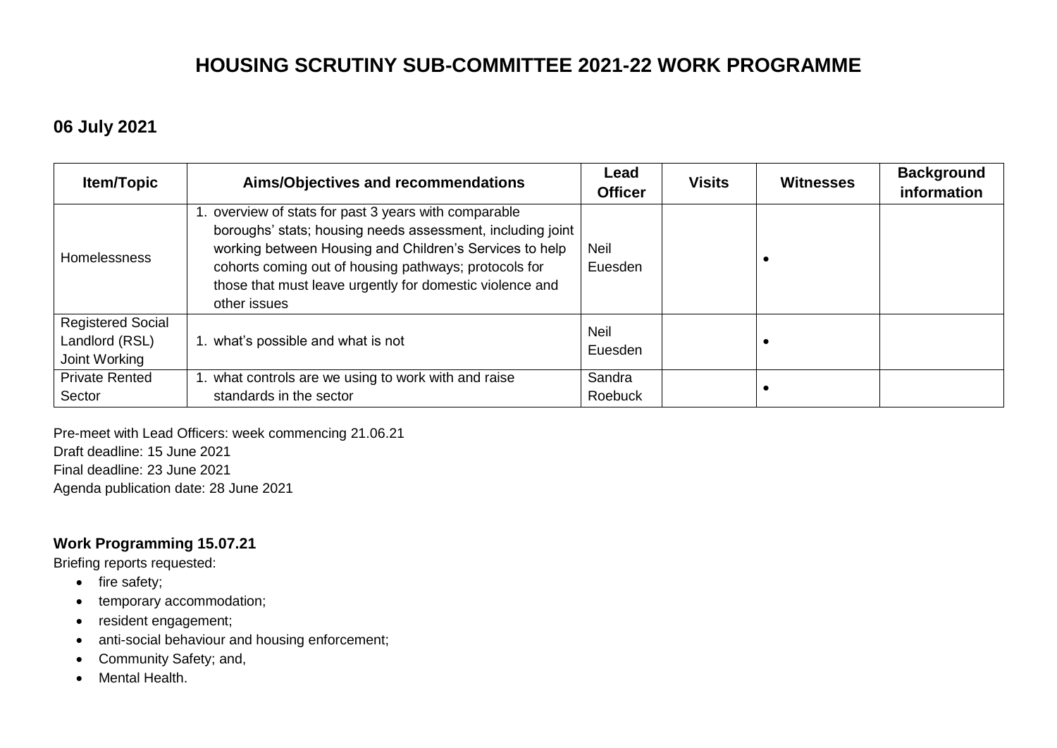# HOUSING SCRUTINY SUB-COMMITTEE 2021-22 WORK PROGRAMME

## 06 July 2021

| Item/Topic | Aims/Objectives and recommendations | Lead Officer | Visits | Witnesses | Background information |
|---|---|---|---|---|---|
| Homelessness | 1. overview of stats for past 3 years with comparable boroughs' stats; housing needs assessment, including joint working between Housing and Children's Services to help cohorts coming out of housing pathways; protocols for those that must leave urgently for domestic violence and other issues | Neil Euesden | | • | |
| Registered Social Landlord (RSL) Joint Working | 1. what's possible and what is not | Neil Euesden | | • | |
| Private Rented Sector | 1. what controls are we using to work with and raise standards in the sector | Sandra Roebuck | | • | |

Pre-meet with Lead Officers: week commencing 21.06.21
Draft deadline: 15 June 2021
Final deadline: 23 June 2021
Agenda publication date: 28 June 2021

### Work Programming 15.07.21

Briefing reports requested:

- fire safety;
- temporary accommodation;
- resident engagement;
- anti-social behaviour and housing enforcement;
- Community Safety; and,
- Mental Health.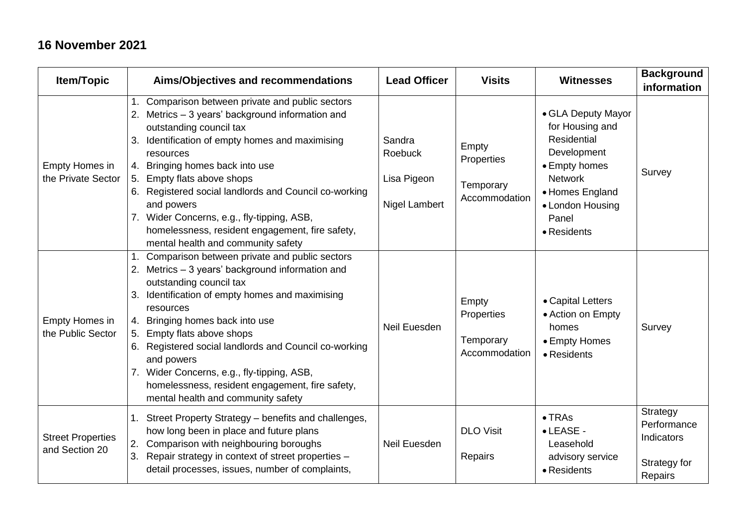## 16 November 2021

| Item/Topic | Aims/Objectives and recommendations | Lead Officer | Visits | Witnesses | Background information |
|---|---|---|---|---|---|
| Empty Homes in the Private Sector | 1. Comparison between private and public sectors<br>2. Metrics – 3 years' background information and outstanding council tax<br>3. Identification of empty homes and maximising resources<br>4. Bringing homes back into use<br>5. Empty flats above shops<br>6. Registered social landlords and Council co-working and powers<br>7. Wider Concerns, e.g., fly-tipping, ASB, homelessness, resident engagement, fire safety, mental health and community safety | Sandra Roebuck<br><br>Lisa Pigeon<br><br>Nigel Lambert | Empty Properties<br><br>Temporary Accommodation | • GLA Deputy Mayor for Housing and Residential Development<br>• Empty homes Network<br>• Homes England<br>• London Housing Panel<br>• Residents | Survey |
| Empty Homes in the Public Sector | 1. Comparison between private and public sectors<br>2. Metrics – 3 years' background information and outstanding council tax<br>3. Identification of empty homes and maximising resources<br>4. Bringing homes back into use<br>5. Empty flats above shops<br>6. Registered social landlords and Council co-working and powers<br>7. Wider Concerns, e.g., fly-tipping, ASB, homelessness, resident engagement, fire safety, mental health and community safety | Neil Euesden | Empty Properties<br><br>Temporary Accommodation | • Capital Letters<br>• Action on Empty homes<br>• Empty Homes<br>• Residents | Survey |
| Street Properties and Section 20 | 1. Street Property Strategy – benefits and challenges, how long been in place and future plans<br>2. Comparison with neighbouring boroughs<br>3. Repair strategy in context of street properties – detail processes, issues, number of complaints, | Neil Euesden | DLO Visit<br><br>Repairs | • TRAs<br>• LEASE - Leasehold advisory service<br>• Residents | Strategy Performance Indicators<br><br>Strategy for Repairs |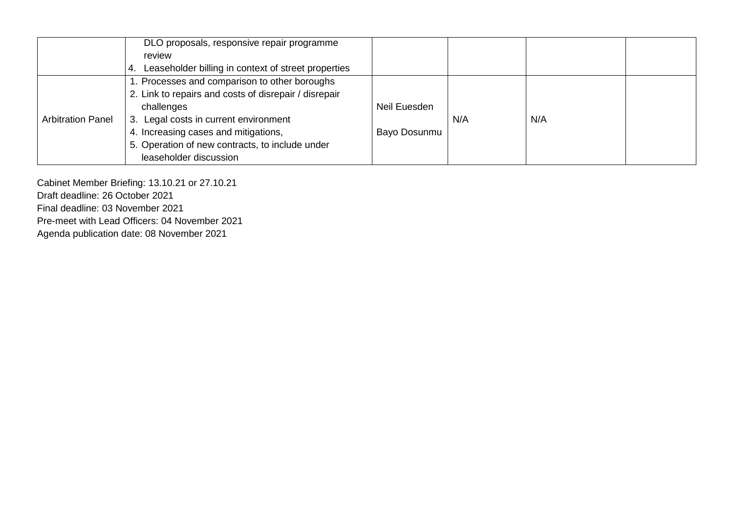| | | | | | |
|---|---|---|---|---|---|
| | DLO proposals, responsive repair programme review<br>4. Leaseholder billing in context of street properties | | | | |
| Arbitration Panel | 1. Processes and comparison to other boroughs<br>2. Link to repairs and costs of disrepair / disrepair challenges<br>3. Legal costs in current environment<br>4. Increasing cases and mitigations,<br>5. Operation of new contracts, to include under leaseholder discussion | Neil Euesden<br><br>Bayo Dosunmu | N/A | N/A | |

Cabinet Member Briefing: 13.10.21 or 27.10.21
Draft deadline: 26 October 2021
Final deadline: 03 November 2021
Pre-meet with Lead Officers: 04 November 2021
Agenda publication date: 08 November 2021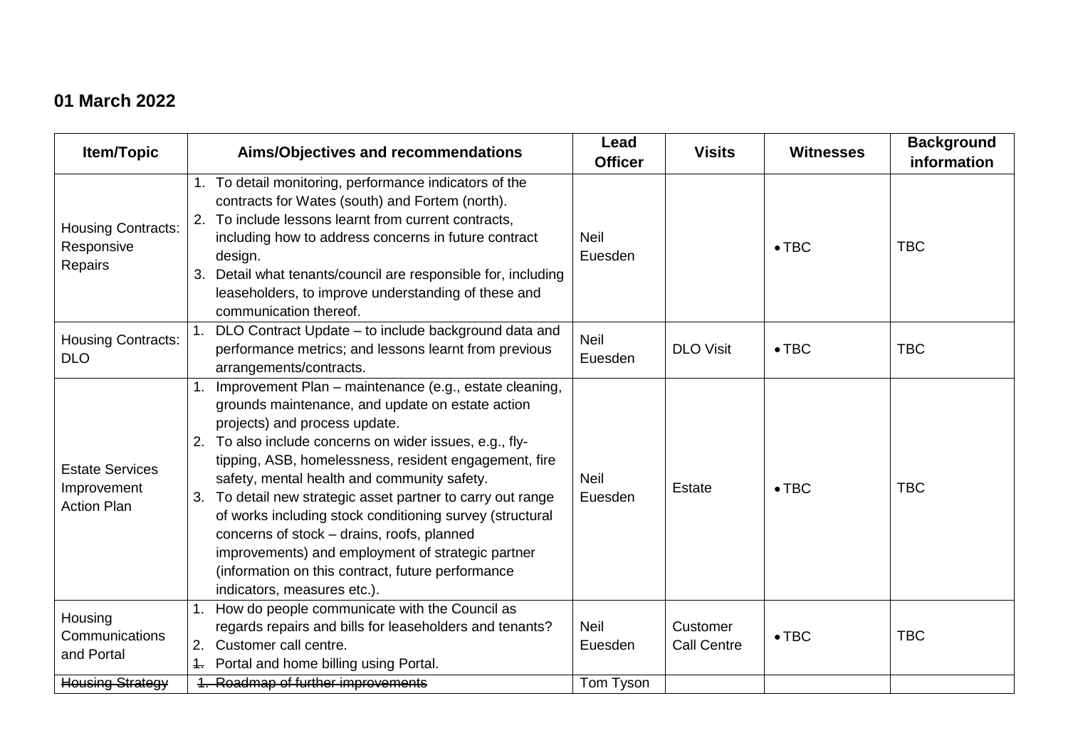## 01 March 2022

| Item/Topic | Aims/Objectives and recommendations | Lead Officer | Visits | Witnesses | Background information |
| --- | --- | --- | --- | --- | --- |
| Housing Contracts: Responsive Repairs | 1. To detail monitoring, performance indicators of the contracts for Wates (south) and Fortem (north).<br>2. To include lessons learnt from current contracts, including how to address concerns in future contract design.<br>3. Detail what tenants/council are responsible for, including leaseholders, to improve understanding of these and communication thereof. | Neil Euesden | | • TBC | TBC |
| Housing Contracts: DLO | 1. DLO Contract Update – to include background data and performance metrics; and lessons learnt from previous arrangements/contracts. | Neil Euesden | DLO Visit | • TBC | TBC |
| Estate Services Improvement Action Plan | 1. Improvement Plan – maintenance (e.g., estate cleaning, grounds maintenance, and update on estate action projects) and process update.<br>2. To also include concerns on wider issues, e.g., fly-tipping, ASB, homelessness, resident engagement, fire safety, mental health and community safety.<br>3. To detail new strategic asset partner to carry out range of works including stock conditioning survey (structural concerns of stock – drains, roofs, planned improvements) and employment of strategic partner (information on this contract, future performance indicators, measures etc.). | Neil Euesden | Estate | • TBC | TBC |
| Housing Communications and Portal | 1. How do people communicate with the Council as regards repairs and bills for leaseholders and tenants?<br>2. Customer call centre.<br>~~1.~~ Portal and home billing using Portal. | Neil Euesden | Customer Call Centre | • TBC | TBC |
| ~~Housing Strategy~~ | ~~1. Roadmap of further improvements~~ | Tom Tyson | | | |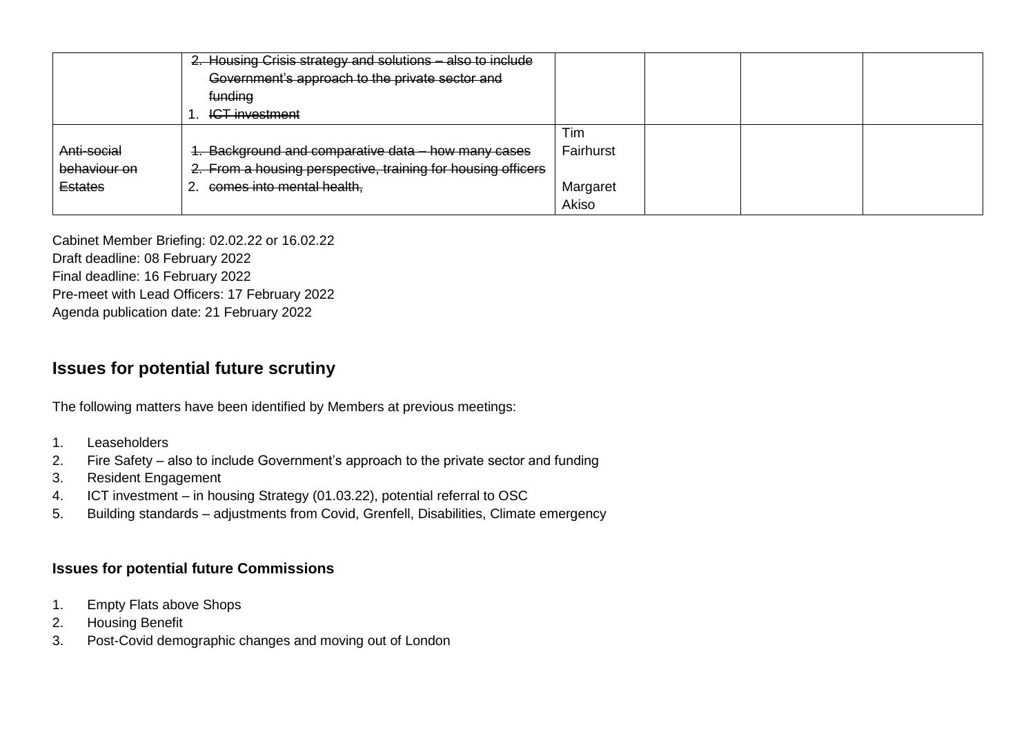| | | | | | |
|---|---|---|---|---|---|
| | ~~2. Housing Crisis strategy and solutions – also to include Government's approach to the private sector and funding~~<br>~~1. ICT investment~~ | | | | |
| ~~Anti-social behaviour on Estates~~ | ~~1. Background and comparative data – how many cases~~<br>~~2. From a housing perspective, training for housing officers~~<br>~~2. comes into mental health,~~ | Tim Fairhurst<br><br>Margaret Akiso | | | |

Cabinet Member Briefing: 02.02.22 or 16.02.22
Draft deadline: 08 February 2022
Final deadline: 16 February 2022
Pre-meet with Lead Officers: 17 February 2022
Agenda publication date: 21 February 2022

## Issues for potential future scrutiny

The following matters have been identified by Members at previous meetings:

1. Leaseholders
2. Fire Safety – also to include Government's approach to the private sector and funding
3. Resident Engagement
4. ICT investment – in housing Strategy (01.03.22), potential referral to OSC
5. Building standards – adjustments from Covid, Grenfell, Disabilities, Climate emergency

### Issues for potential future Commissions

1. Empty Flats above Shops
2. Housing Benefit
3. Post-Covid demographic changes and moving out of London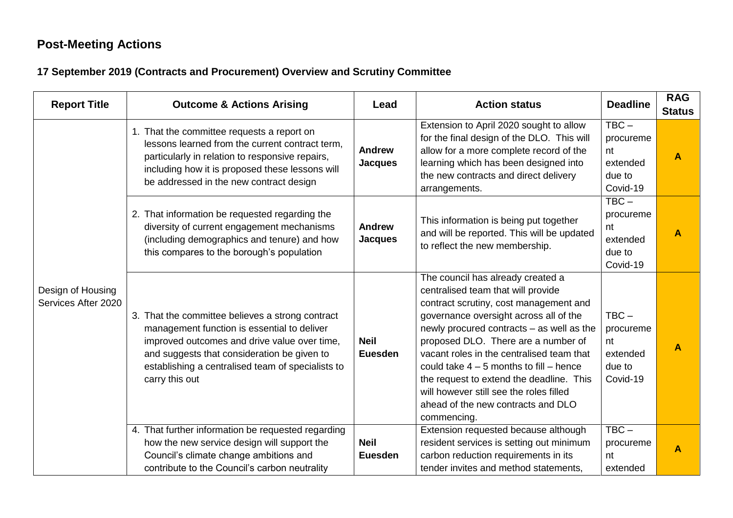# Post-Meeting Actions

## 17 September 2019 (Contracts and Procurement) Overview and Scrutiny Committee

| Report Title | Outcome & Actions Arising | Lead | Action status | Deadline | RAG Status |
|---|---|---|---|---|---|
| Design of Housing Services After 2020 | 1. That the committee requests a report on lessons learned from the current contract term, particularly in relation to responsive repairs, including how it is proposed these lessons will be addressed in the new contract design | **Andrew Jacques** | Extension to April 2020 sought to allow for the final design of the DLO. This will allow for a more complete record of the learning which has been designed into the new contracts and direct delivery arrangements. | TBC – procurement extended due to Covid-19 | **A** |
| | 2. That information be requested regarding the diversity of current engagement mechanisms (including demographics and tenure) and how this compares to the borough's population | **Andrew Jacques** | This information is being put together and will be reported. This will be updated to reflect the new membership. | TBC – procurement extended due to Covid-19 | **A** |
| | 3. That the committee believes a strong contract management function is essential to deliver improved outcomes and drive value over time, and suggests that consideration be given to establishing a centralised team of specialists to carry this out | **Neil Euesden** | The council has already created a centralised team that will provide contract scrutiny, cost management and governance oversight across all of the newly procured contracts – as well as the proposed DLO. There are a number of vacant roles in the centralised team that could take 4 – 5 months to fill – hence the request to extend the deadline. This will however still see the roles filled ahead of the new contracts and DLO commencing. | TBC – procurement extended due to Covid-19 | **A** |
| | 4. That further information be requested regarding how the new service design will support the Council's climate change ambitions and contribute to the Council's carbon neutrality | **Neil Euesden** | Extension requested because although resident services is setting out minimum carbon reduction requirements in its tender invites and method statements, | TBC – procurement extended | **A** |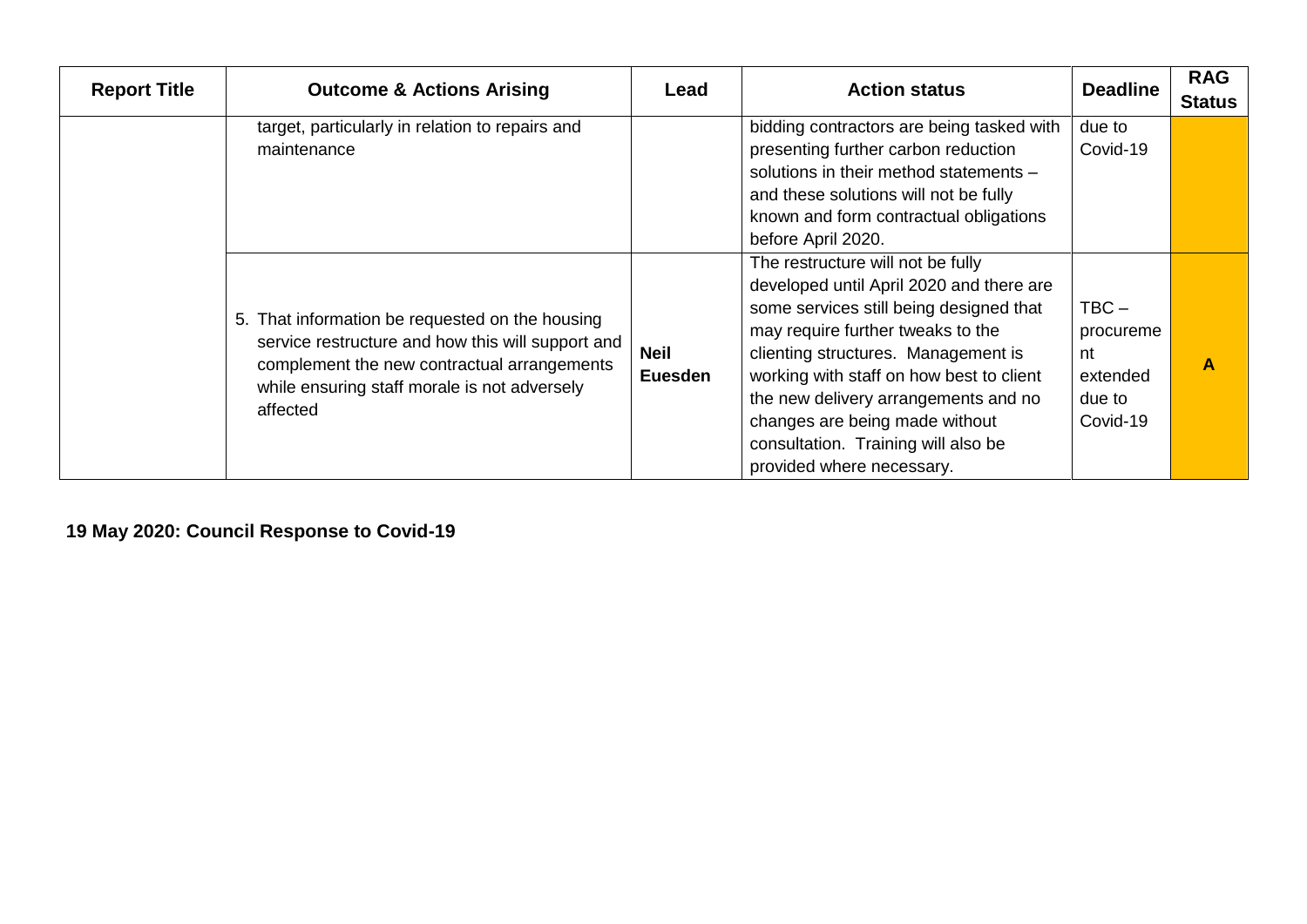| Report Title | Outcome & Actions Arising | Lead | Action status | Deadline | RAG Status |
|---|---|---|---|---|---|
| | target, particularly in relation to repairs and maintenance | | bidding contractors are being tasked with presenting further carbon reduction solutions in their method statements – and these solutions will not be fully known and form contractual obligations before April 2020. | due to Covid-19 | |
| | 5. That information be requested on the housing service restructure and how this will support and complement the new contractual arrangements while ensuring staff morale is not adversely affected | **Neil Euesden** | The restructure will not be fully developed until April 2020 and there are some services still being designed that may require further tweaks to the clienting structures. Management is working with staff on how best to client the new delivery arrangements and no changes are being made without consultation. Training will also be provided where necessary. | TBC – procurement extended due to Covid-19 | **A** |

**19 May 2020: Council Response to Covid-19**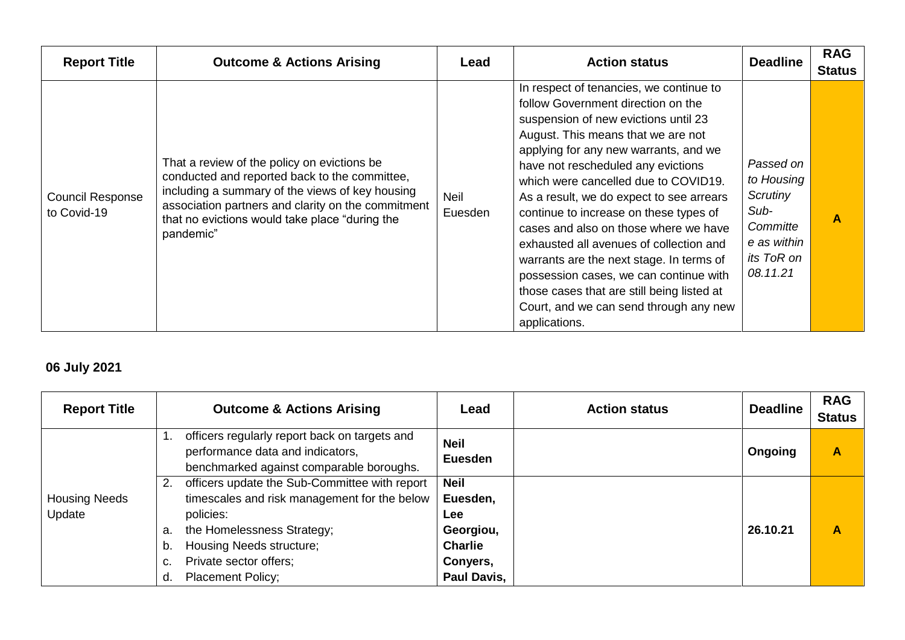| Report Title | Outcome & Actions Arising | Lead | Action status | Deadline | RAG Status |
|---|---|---|---|---|---|
| Council Response to Covid-19 | That a review of the policy on evictions be conducted and reported back to the committee, including a summary of the views of key housing association partners and clarity on the commitment that no evictions would take place "during the pandemic" | Neil Euesden | In respect of tenancies, we continue to follow Government direction on the suspension of new evictions until 23 August. This means that we are not applying for any new warrants, and we have not rescheduled any evictions which were cancelled due to COVID19. As a result, we do expect to see arrears continue to increase on these types of cases and also on those where we have exhausted all avenues of collection and warrants are the next stage. In terms of possession cases, we can continue with those cases that are still being listed at Court, and we can send through any new applications. | *Passed on to Housing Scrutiny Sub-Committee as within its ToR on 08.11.21* | A |

**06 July 2021**

| Report Title | Outcome & Actions Arising | Lead | Action status | Deadline | RAG Status |
|---|---|---|---|---|---|
| Housing Needs Update | 1. officers regularly report back on targets and performance data and indicators, benchmarked against comparable boroughs. | **Neil Euesden** | | **Ongoing** | A |
| | 2. officers update the Sub-Committee with report timescales and risk management for the below policies:<br>a. the Homelessness Strategy;<br>b. Housing Needs structure;<br>c. Private sector offers;<br>d. Placement Policy; | **Neil Euesden, Lee Georgiou, Charlie Conyers, Paul Davis,** | | **26.10.21** | A |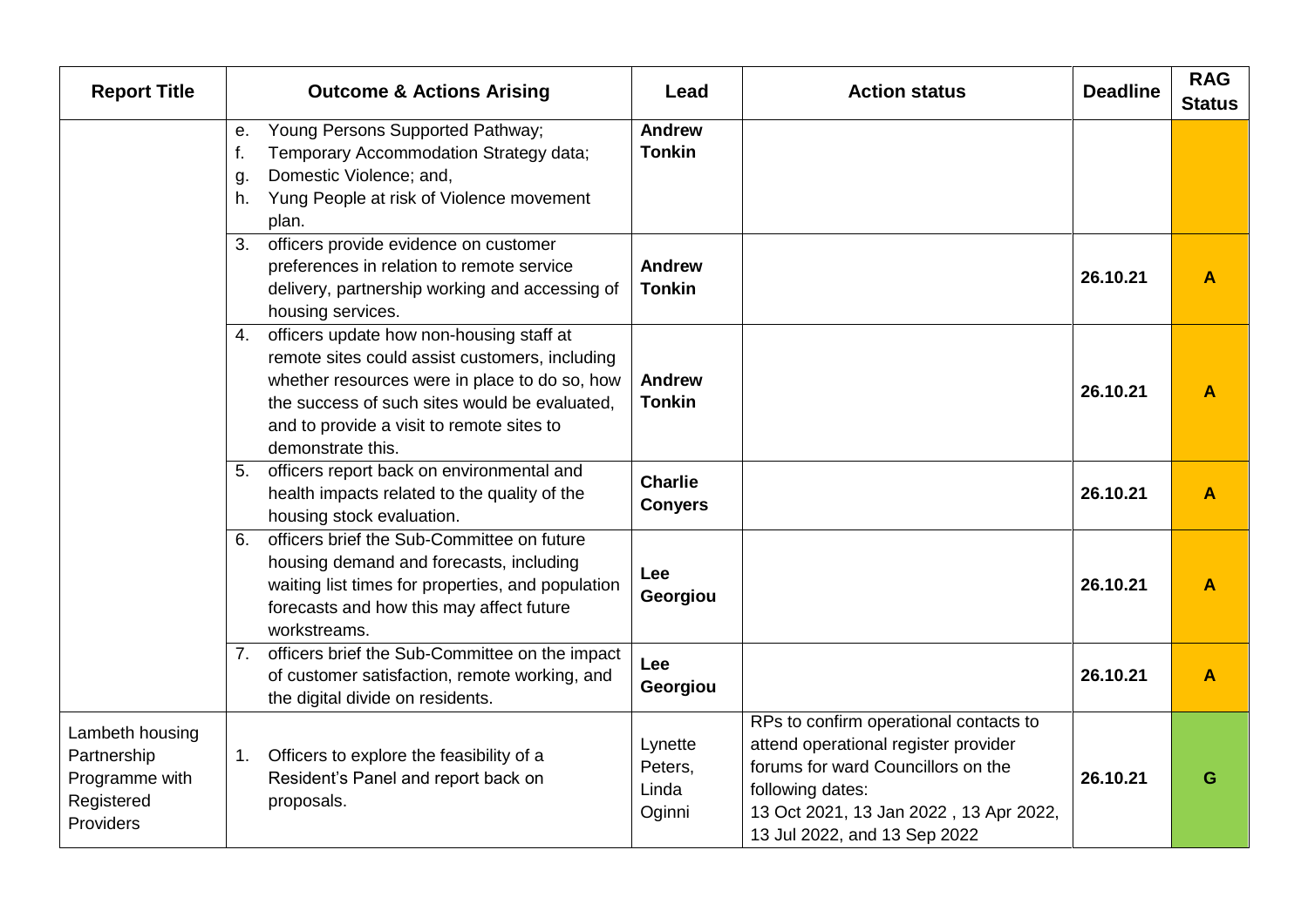| Report Title | Outcome & Actions Arising | Lead | Action status | Deadline | RAG Status |
|---|---|---|---|---|---|
| | e. Young Persons Supported Pathway;<br>f. Temporary Accommodation Strategy data;<br>g. Domestic Violence; and,<br>h. Yung People at risk of Violence movement plan. | **Andrew Tonkin** | | | |
| | 3. officers provide evidence on customer preferences in relation to remote service delivery, partnership working and accessing of housing services. | **Andrew Tonkin** | | **26.10.21** | **A** |
| | 4. officers update how non-housing staff at remote sites could assist customers, including whether resources were in place to do so, how the success of such sites would be evaluated, and to provide a visit to remote sites to demonstrate this. | **Andrew Tonkin** | | **26.10.21** | **A** |
| | 5. officers report back on environmental and health impacts related to the quality of the housing stock evaluation. | **Charlie Conyers** | | **26.10.21** | **A** |
| | 6. officers brief the Sub-Committee on future housing demand and forecasts, including waiting list times for properties, and population forecasts and how this may affect future workstreams. | **Lee Georgiou** | | **26.10.21** | **A** |
| | 7. officers brief the Sub-Committee on the impact of customer satisfaction, remote working, and the digital divide on residents. | **Lee Georgiou** | | **26.10.21** | **A** |
| Lambeth housing Partnership Programme with Registered Providers | 1. Officers to explore the feasibility of a Resident's Panel and report back on proposals. | Lynette Peters, Linda Oginni | RPs to confirm operational contacts to attend operational register provider forums for ward Councillors on the following dates:<br>13 Oct 2021, 13 Jan 2022 , 13 Apr 2022, 13 Jul 2022, and 13 Sep 2022 | **26.10.21** | **G** |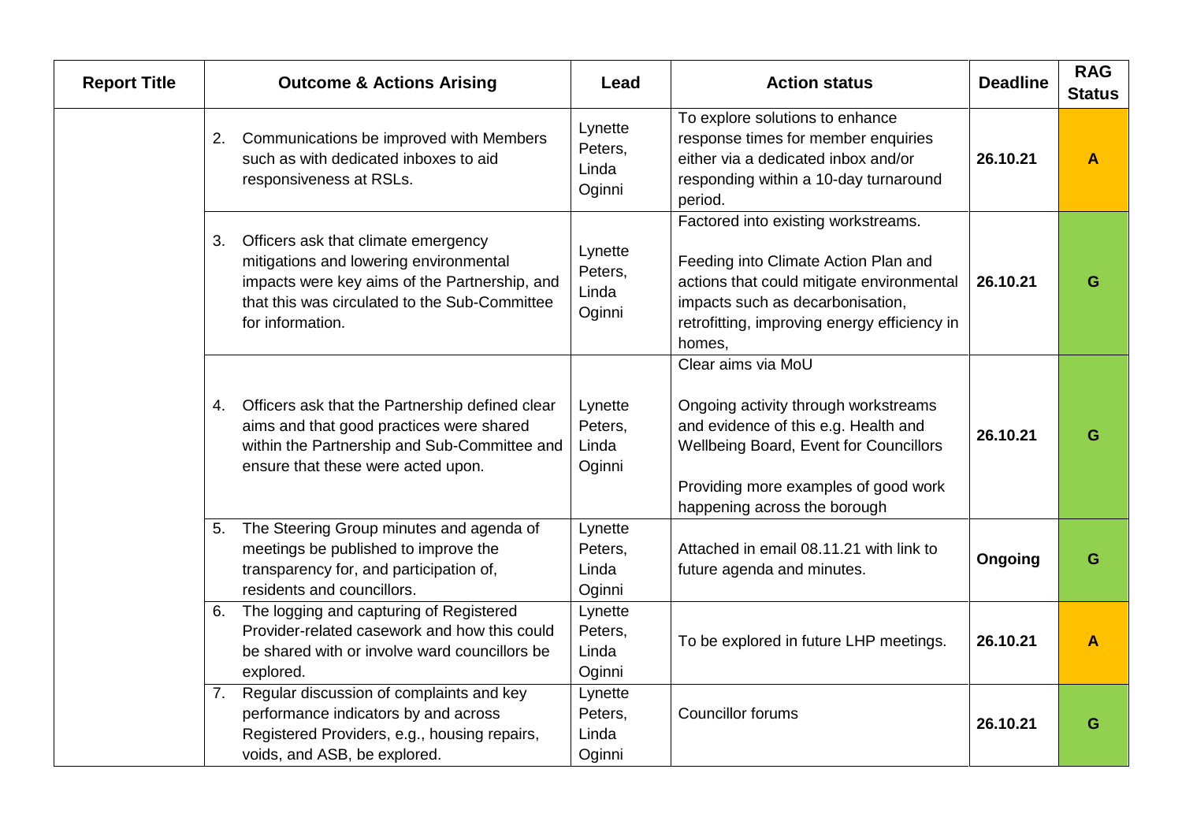| Report Title | Outcome & Actions Arising | Lead | Action status | Deadline | RAG Status |
| --- | --- | --- | --- | --- | --- |
| | 2. Communications be improved with Members such as with dedicated inboxes to aid responsiveness at RSLs. | Lynette Peters, Linda Oginni | To explore solutions to enhance response times for member enquiries either via a dedicated inbox and/or responding within a 10-day turnaround period. | **26.10.21** | **A** |
| | 3. Officers ask that climate emergency mitigations and lowering environmental impacts were key aims of the Partnership, and that this was circulated to the Sub-Committee for information. | Lynette Peters, Linda Oginni | Factored into existing workstreams.<br><br>Feeding into Climate Action Plan and actions that could mitigate environmental impacts such as decarbonisation, retrofitting, improving energy efficiency in homes, | **26.10.21** | **G** |
| | 4. Officers ask that the Partnership defined clear aims and that good practices were shared within the Partnership and Sub-Committee and ensure that these were acted upon. | Lynette Peters, Linda Oginni | Clear aims via MoU<br><br>Ongoing activity through workstreams and evidence of this e.g. Health and Wellbeing Board, Event for Councillors<br><br>Providing more examples of good work happening across the borough | **26.10.21** | **G** |
| | 5. The Steering Group minutes and agenda of meetings be published to improve the transparency for, and participation of, residents and councillors. | Lynette Peters, Linda Oginni | Attached in email 08.11.21 with link to future agenda and minutes. | **Ongoing** | **G** |
| | 6. The logging and capturing of Registered Provider-related casework and how this could be shared with or involve ward councillors be explored. | Lynette Peters, Linda Oginni | To be explored in future LHP meetings. | **26.10.21** | **A** |
| | 7. Regular discussion of complaints and key performance indicators by and across Registered Providers, e.g., housing repairs, voids, and ASB, be explored. | Lynette Peters, Linda Oginni | Councillor forums | **26.10.21** | **G** |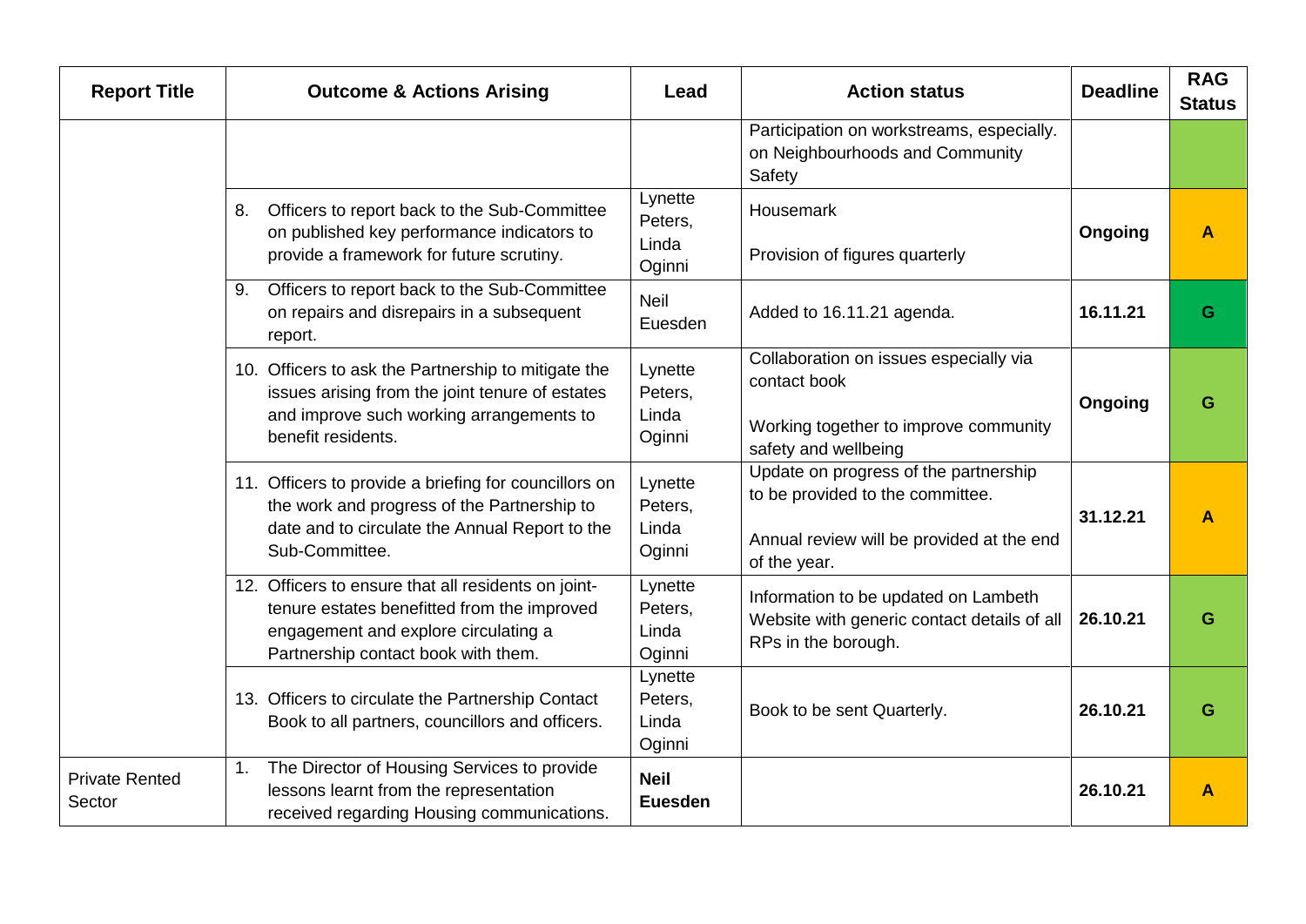| Report Title | Outcome & Actions Arising | Lead | Action status | Deadline | RAG Status |
| --- | --- | --- | --- | --- | --- |
| | | | Participation on workstreams, especially. on Neighbourhoods and Community Safety | | |
| | 8. Officers to report back to the Sub-Committee on published key performance indicators to provide a framework for future scrutiny. | Lynette Peters, Linda Oginni | Housemark<br><br>Provision of figures quarterly | **Ongoing** | **A** |
| | 9. Officers to report back to the Sub-Committee on repairs and disrepairs in a subsequent report. | Neil Euesden | Added to 16.11.21 agenda. | **16.11.21** | **G** |
| | 10. Officers to ask the Partnership to mitigate the issues arising from the joint tenure of estates and improve such working arrangements to benefit residents. | Lynette Peters, Linda Oginni | Collaboration on issues especially via contact book<br><br>Working together to improve community safety and wellbeing | **Ongoing** | **G** |
| | 11. Officers to provide a briefing for councillors on the work and progress of the Partnership to date and to circulate the Annual Report to the Sub-Committee. | Lynette Peters, Linda Oginni | Update on progress of the partnership to be provided to the committee.<br><br>Annual review will be provided at the end of the year. | **31.12.21** | **A** |
| | 12. Officers to ensure that all residents on joint-tenure estates benefitted from the improved engagement and explore circulating a Partnership contact book with them. | Lynette Peters, Linda Oginni | Information to be updated on Lambeth Website with generic contact details of all RPs in the borough. | **26.10.21** | **G** |
| | 13. Officers to circulate the Partnership Contact Book to all partners, councillors and officers. | Lynette Peters, Linda Oginni | Book to be sent Quarterly. | **26.10.21** | **G** |
| Private Rented Sector | 1. The Director of Housing Services to provide lessons learnt from the representation received regarding Housing communications. | **Neil Euesden** | | **26.10.21** | **A** |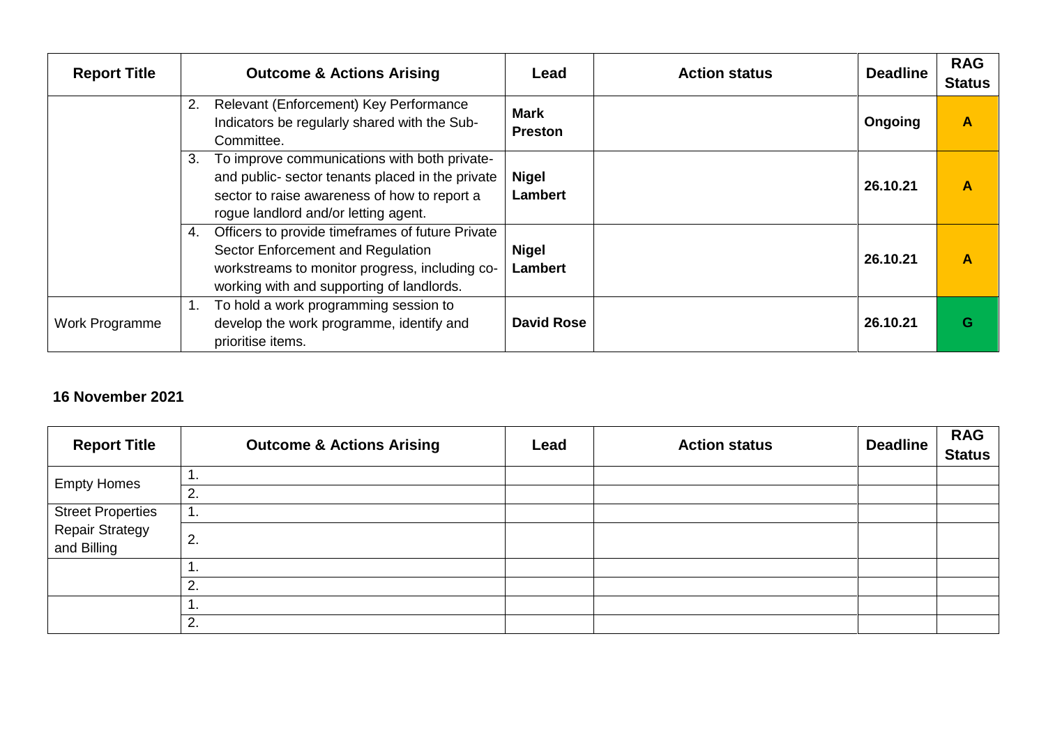| Report Title | Outcome & Actions Arising | Lead | Action status | Deadline | RAG Status |
|---|---|---|---|---|---|
| | 2. Relevant (Enforcement) Key Performance Indicators be regularly shared with the Sub-Committee. | **Mark Preston** | | **Ongoing** | **A** |
| | 3. To improve communications with both private- and public- sector tenants placed in the private sector to raise awareness of how to report a rogue landlord and/or letting agent. | **Nigel Lambert** | | **26.10.21** | **A** |
| | 4. Officers to provide timeframes of future Private Sector Enforcement and Regulation workstreams to monitor progress, including co-working with and supporting of landlords. | **Nigel Lambert** | | **26.10.21** | **A** |
| Work Programme | 1. To hold a work programming session to develop the work programme, identify and prioritise items. | **David Rose** | | **26.10.21** | **G** |

**16 November 2021**

| Report Title | Outcome & Actions Arising | Lead | Action status | Deadline | RAG Status |
|---|---|---|---|---|---|
| Empty Homes | 1. | | | | |
| | 2. | | | | |
| Street Properties Repair Strategy and Billing | 1. | | | | |
| | 2. | | | | |
| | 1. | | | | |
| | 2. | | | | |
| | 1. | | | | |
| | 2. | | | | |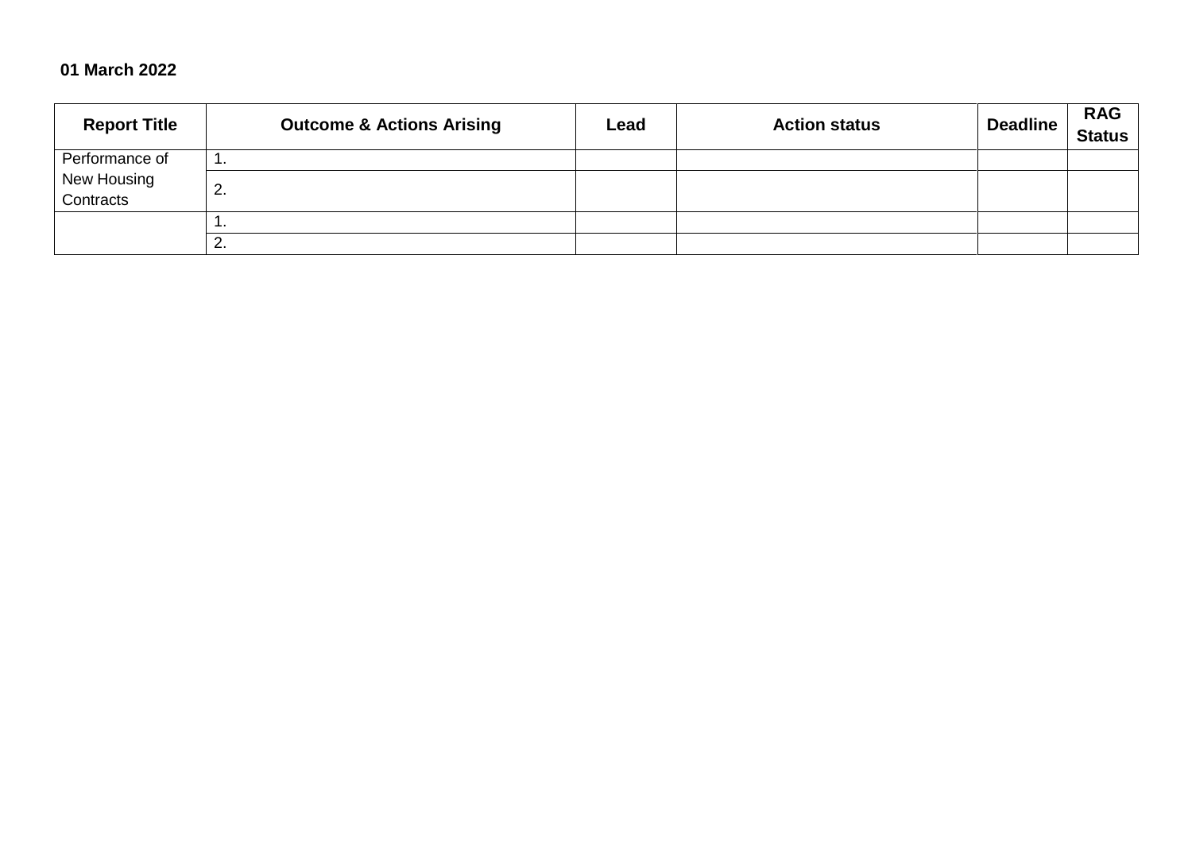**01 March 2022**

| Report Title | Outcome & Actions Arising | Lead | Action status | Deadline | RAG Status |
|---|---|---|---|---|---|
| Performance of New Housing Contracts | 1. | | | | |
| | 2. | | | | |
| | 1. | | | | |
| | 2. | | | | |